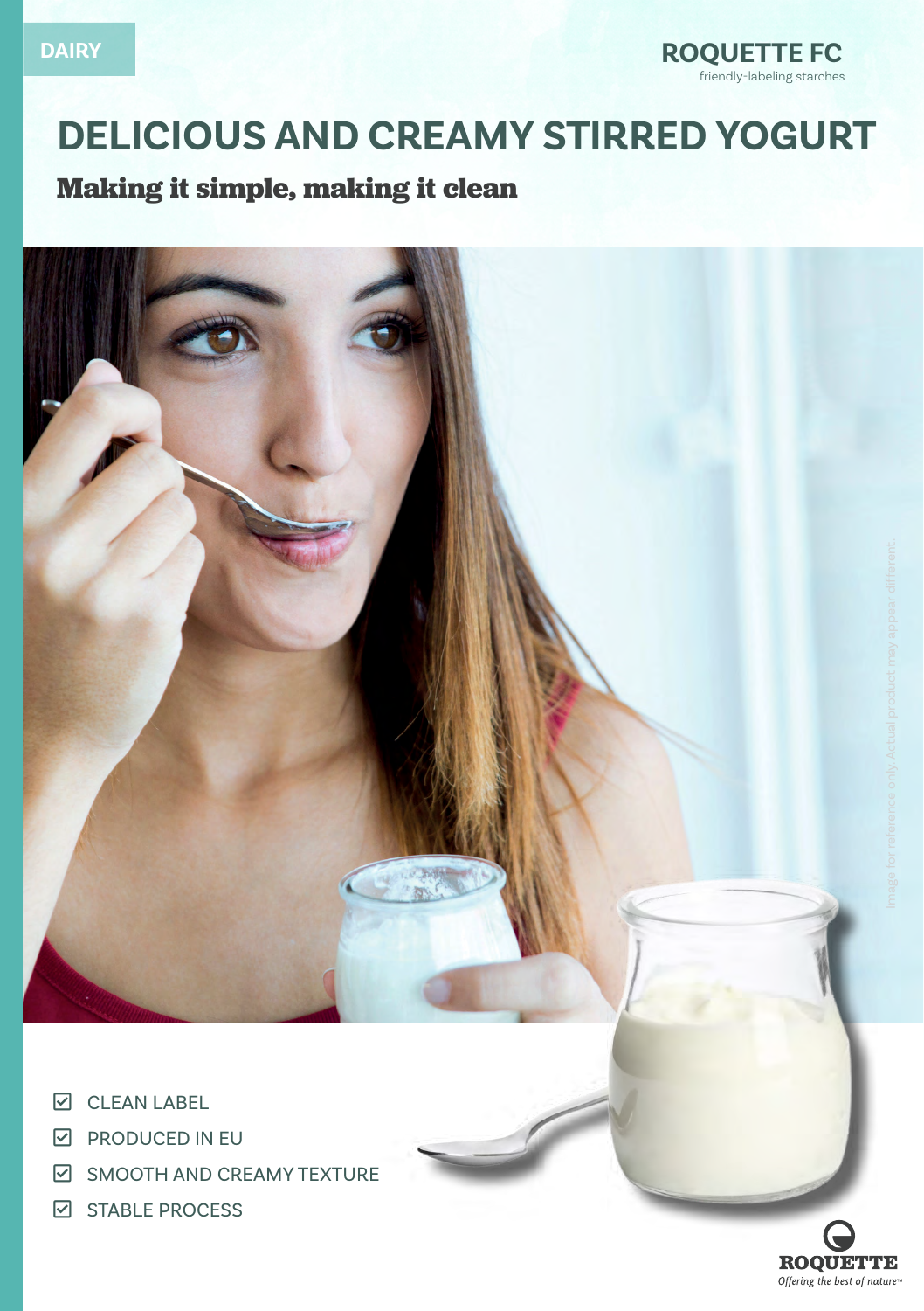DAIRY

ROQUETTE FC
friendly-labeling starches

# DELICIOUS AND CREAMY STIRRED YOGURT

## Making it simple, making it clean

Image for reference only. Actual product may appear different.

- ☑ CLEAN LABEL
- ☑ PRODUCED IN EU
- ☑ SMOOTH AND CREAMY TEXTURE
- ☑ STABLE PROCESS

ROQUETTE
*Offering the best of nature™*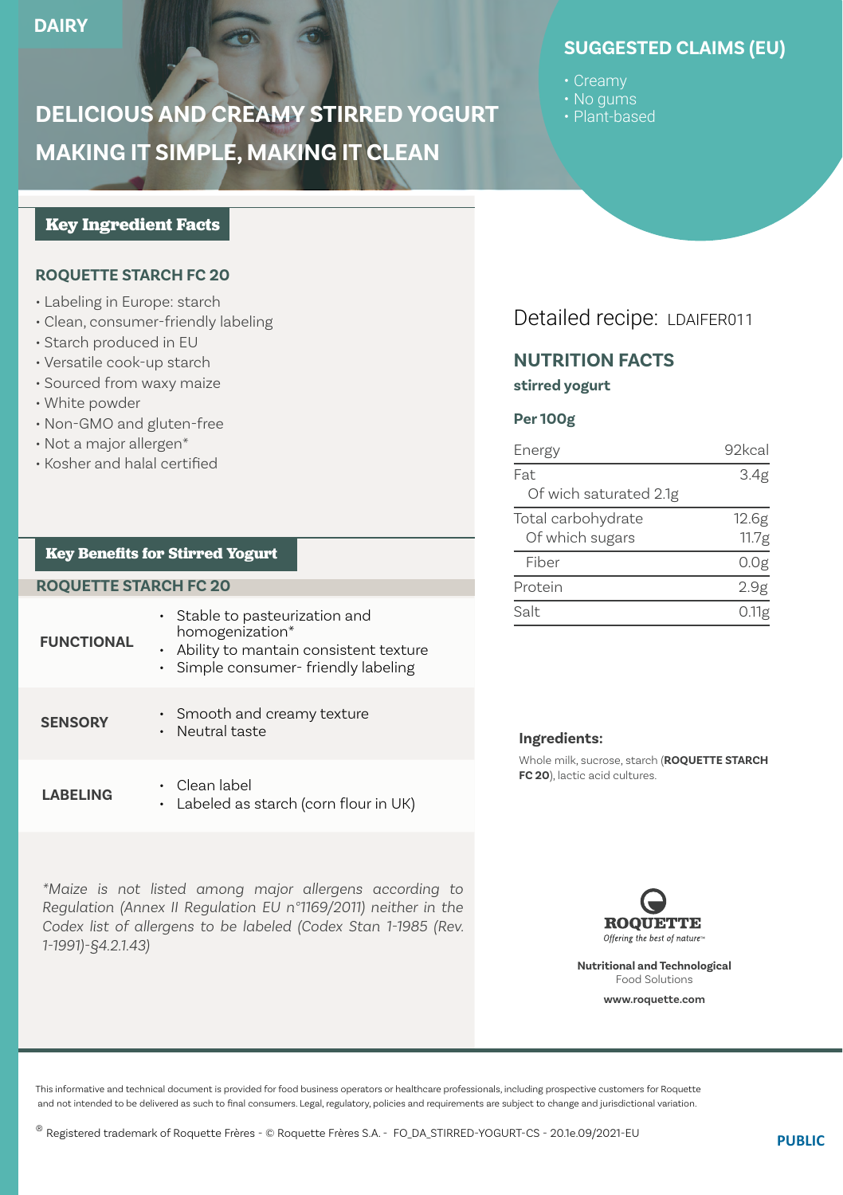DAIRY

# DELICIOUS AND CREAMY STIRRED YOGURT MAKING IT SIMPLE, MAKING IT CLEAN

## SUGGESTED CLAIMS (EU)

- Creamy
- No gums
- Plant-based

## Key Ingredient Facts

### ROQUETTE STARCH FC 20

- Labeling in Europe: starch
- Clean, consumer-friendly labeling
- Starch produced in EU
- Versatile cook-up starch
- Sourced from waxy maize
- White powder
- Non-GMO and gluten-free
- Not a major allergen*
- Kosher and halal certified

## Key Benefits for Stirred Yogurt

### ROQUETTE STARCH FC 20

| | |
|---|---|
| **FUNCTIONAL** | • Stable to pasteurization and homogenization*<br>• Ability to mantain consistent texture<br>• Simple consumer- friendly labeling |
| **SENSORY** | • Smooth and creamy texture<br>• Neutral taste |
| **LABELING** | • Clean label<br>• Labeled as starch (corn flour in UK) |

*\*Maize is not listed among major allergens according to Regulation (Annex II Regulation EU n°1169/2011) neither in the Codex list of allergens to be labeled (Codex Stan 1-1985 (Rev. 1-1991)-§4.2.1.43)*

Detailed recipe: LDAIFER011

## NUTRITION FACTS

**stirred yogurt**

**Per 100g**

| | |
|---|---|
| Energy | 92kcal |
| Fat<br>Of wich saturated 2.1g | 3.4g |
| Total carbohydrate<br>Of which sugars | 12.6g<br>11.7g |
| Fiber | 0.0g |
| Protein | 2.9g |
| Salt | 0.11g |

**Ingredients:**

Whole milk, sucrose, starch (**ROQUETTE STARCH FC 20**), lactic acid cultures.

ROQUETTE
Offering the best of nature™

**Nutritional and Technological** Food Solutions

**www.roquette.com**

This informative and technical document is provided for food business operators or healthcare professionals, including prospective customers for Roquette and not intended to be delivered as such to final consumers. Legal, regulatory, policies and requirements are subject to change and jurisdictional variation.

® Registered trademark of Roquette Frères - © Roquette Frères S.A. - FO_DA_STIRRED-YOGURT-CS - 20.1e.09/2021-EU

**PUBLIC**